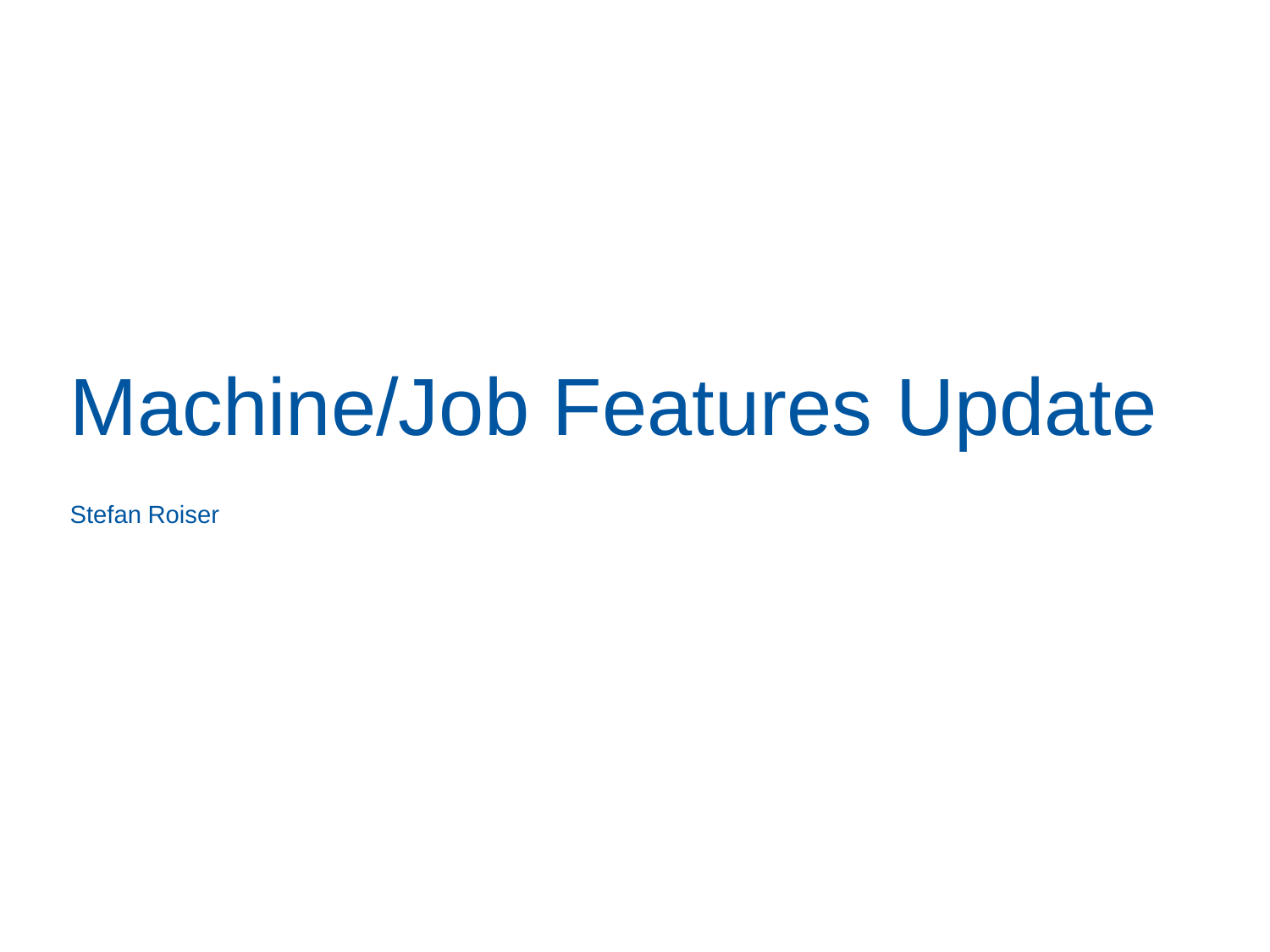# Machine/Job Features Update

Stefan Roiser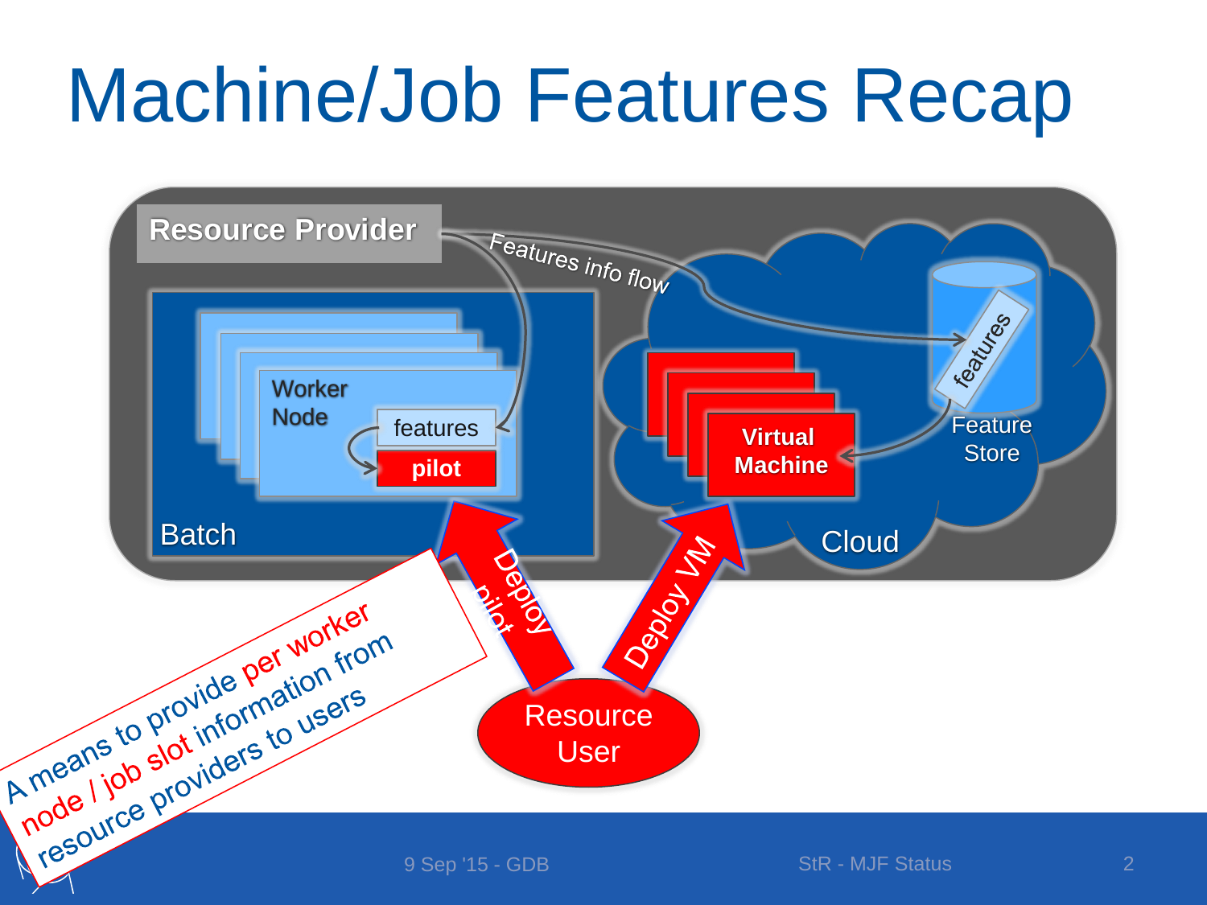# Machine/Job Features Recap

Resource Provider

Features info flow

Worker Node

features

pilot

Batch

Virtual Machine

features

Feature Store

Cloud

Deploy pilot

Deploy VM

Resource User

A means to provide per worker node / job slot information from resource providers to users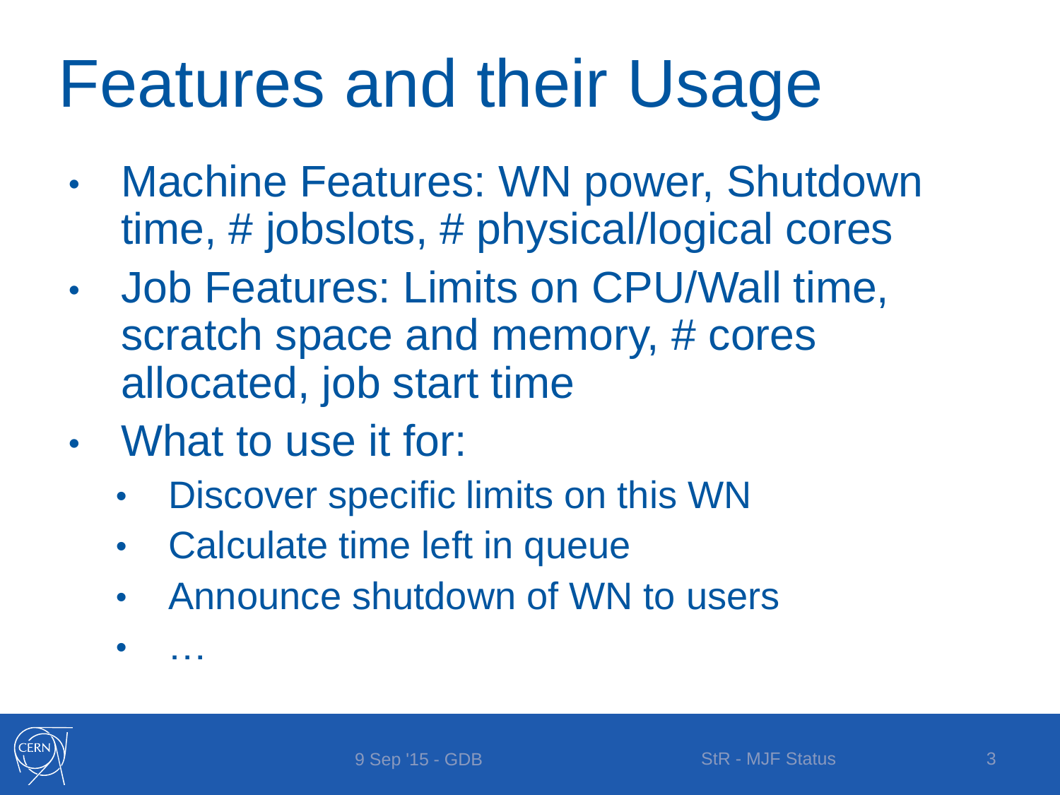# Features and their Usage

- Machine Features: WN power, Shutdown time, # jobslots, # physical/logical cores
- Job Features: Limits on CPU/Wall time, scratch space and memory, # cores allocated, job start time
- What to use it for:
  - Discover specific limits on this WN
  - Calculate time left in queue
  - Announce shutdown of WN to users
  - …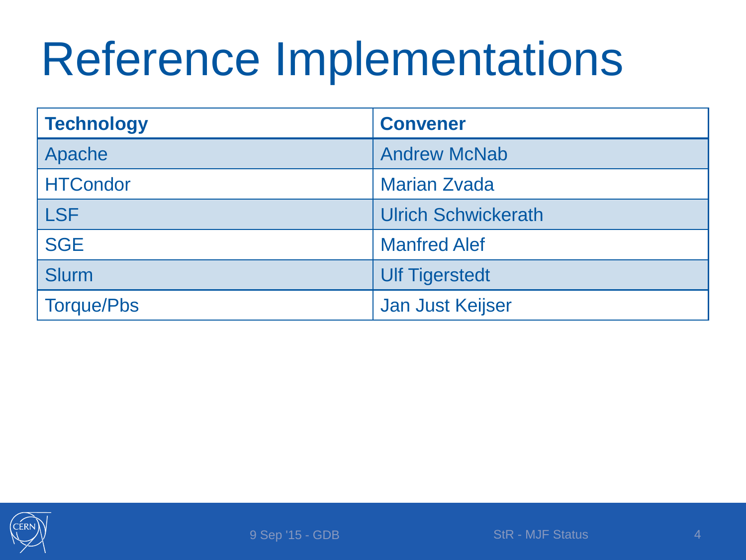# Reference Implementations

| Technology | Convener |
| --- | --- |
| Apache | Andrew McNab |
| HTCondor | Marian Zvada |
| LSF | Ulrich Schwickerath |
| SGE | Manfred Alef |
| Slurm | Ulf Tigerstedt |
| Torque/Pbs | Jan Just Keijser |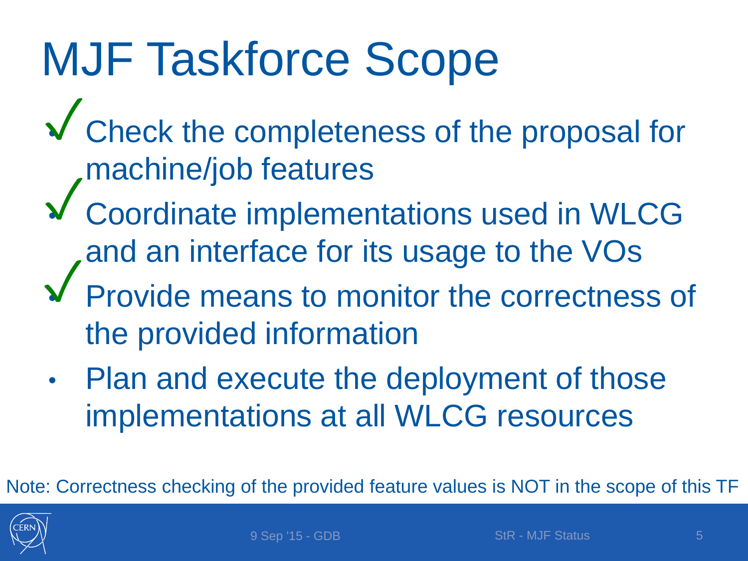# MJF Taskforce Scope

- ✓ Check the completeness of the proposal for machine/job features
- ✓ Coordinate implementations used in WLCG and an interface for its usage to the VOs
- ✓ Provide means to monitor the correctness of the provided information
- Plan and execute the deployment of those implementations at all WLCG resources

Note: Correctness checking of the provided feature values is NOT in the scope of this TF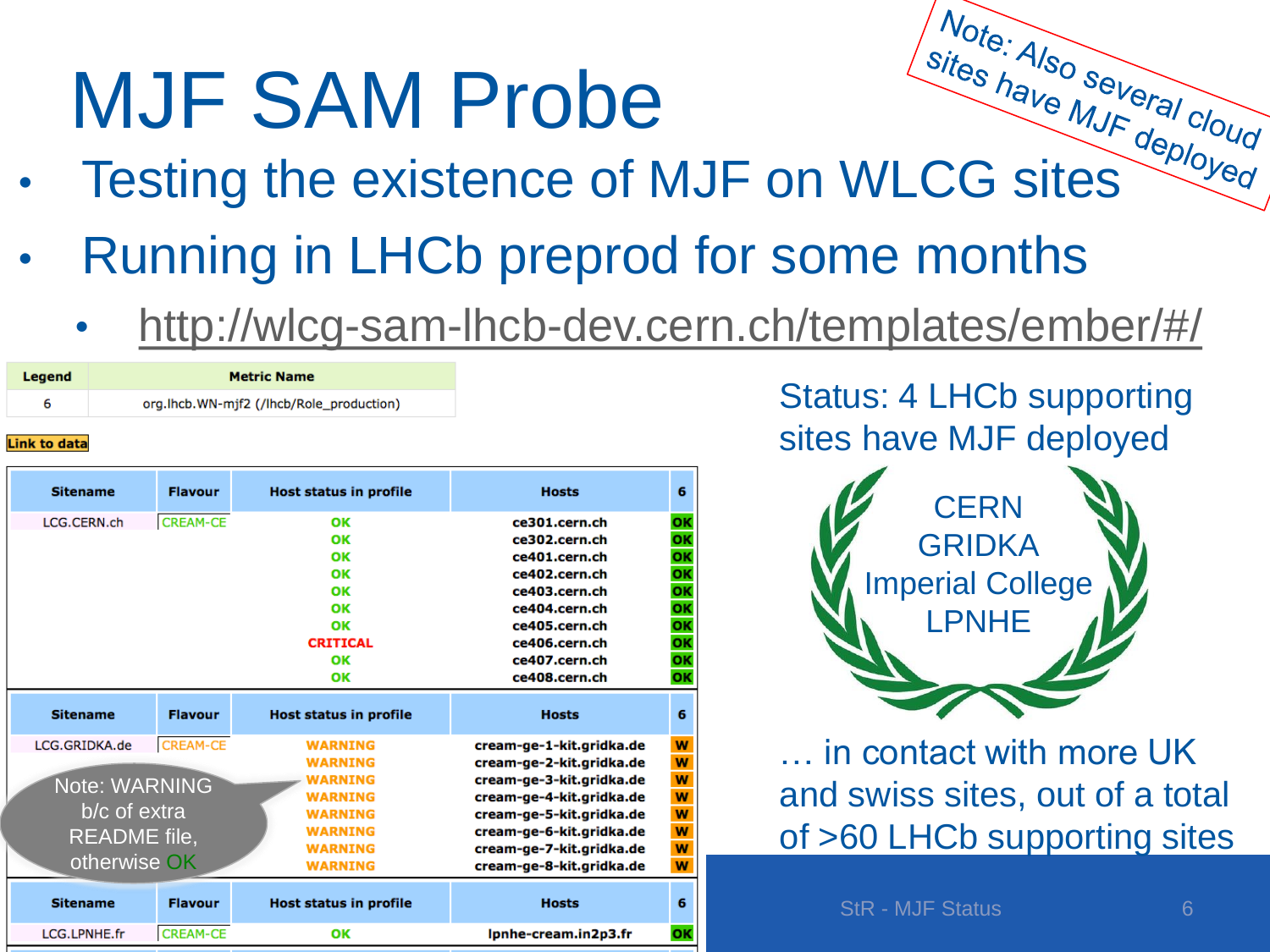# MJF SAM Probe

*Note: Also several cloud sites have MJF deployed*

- Testing the existence of MJF on WLCG sites
- Running in LHCb preprod for some months
  - http://wlcg-sam-lhcb-dev.cern.ch/templates/ember/#/

| Legend | Metric Name |
|---|---|
| 6 | org.lhcb.WN-mjf2 (/lhcb/Role_production) |

**Link to data**

| Sitename | Flavour | Host status in profile | Hosts | 6 |
|---|---|---|---|---|
| LCG.CERN.ch | CREAM-CE | OK | ce301.cern.ch | OK |
| | | OK | ce302.cern.ch | OK |
| | | OK | ce401.cern.ch | OK |
| | | OK | ce402.cern.ch | OK |
| | | OK | ce403.cern.ch | OK |
| | | OK | ce404.cern.ch | OK |
| | | OK | ce405.cern.ch | OK |
| | | CRITICAL | ce406.cern.ch | OK |
| | | OK | ce407.cern.ch | OK |
| | | OK | ce408.cern.ch | OK |

| Sitename | Flavour | Host status in profile | Hosts | 6 |
|---|---|---|---|---|
| LCG.GRIDKA.de | CREAM-CE | WARNING | cream-ge-1-kit.gridka.de | W |
| | | WARNING | cream-ge-2-kit.gridka.de | W |
| | | WARNING | cream-ge-3-kit.gridka.de | W |
| | | WARNING | cream-ge-4-kit.gridka.de | W |
| | | WARNING | cream-ge-5-kit.gridka.de | W |
| | | WARNING | cream-ge-6-kit.gridka.de | W |
| | | WARNING | cream-ge-7-kit.gridka.de | W |
| | | WARNING | cream-ge-8-kit.gridka.de | W |

Note: WARNING b/c of extra README file, otherwise OK

| Sitename | Flavour | Host status in profile | Hosts | 6 |
|---|---|---|---|---|
| LCG.LPNHE.fr | CREAM-CE | OK | lpnhe-cream.in2p3.fr | OK |

Status: 4 LHCb supporting sites have MJF deployed

- CERN
- GRIDKA
- Imperial College
- LPNHE

… in contact with more UK and swiss sites, out of a total of >60 LHCb supporting sites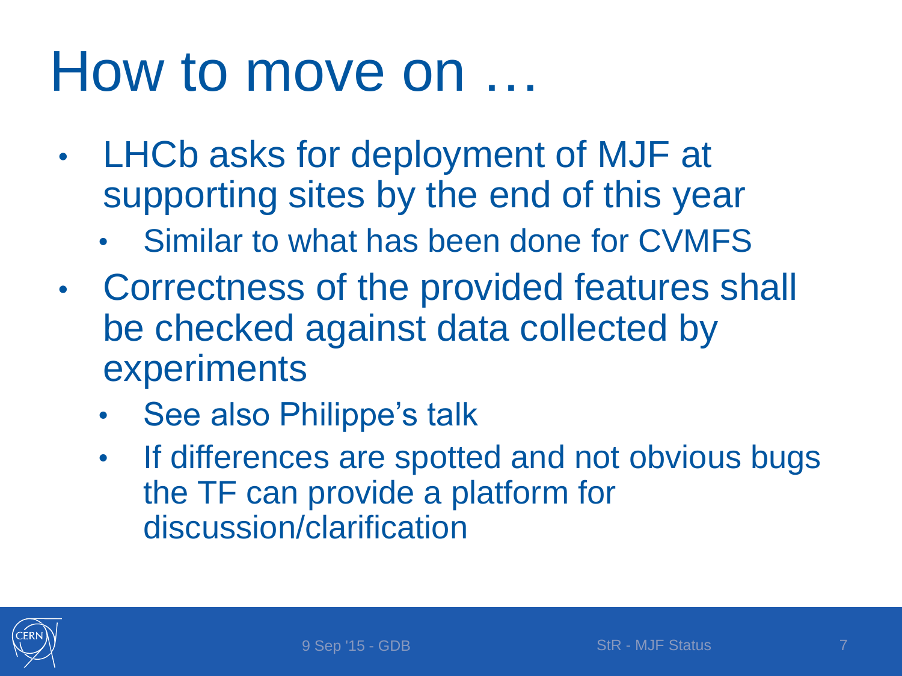# How to move on …

- LHCb asks for deployment of MJF at supporting sites by the end of this year
  - Similar to what has been done for CVMFS
- Correctness of the provided features shall be checked against data collected by experiments
  - See also Philippe's talk
  - If differences are spotted and not obvious bugs the TF can provide a platform for discussion/clarification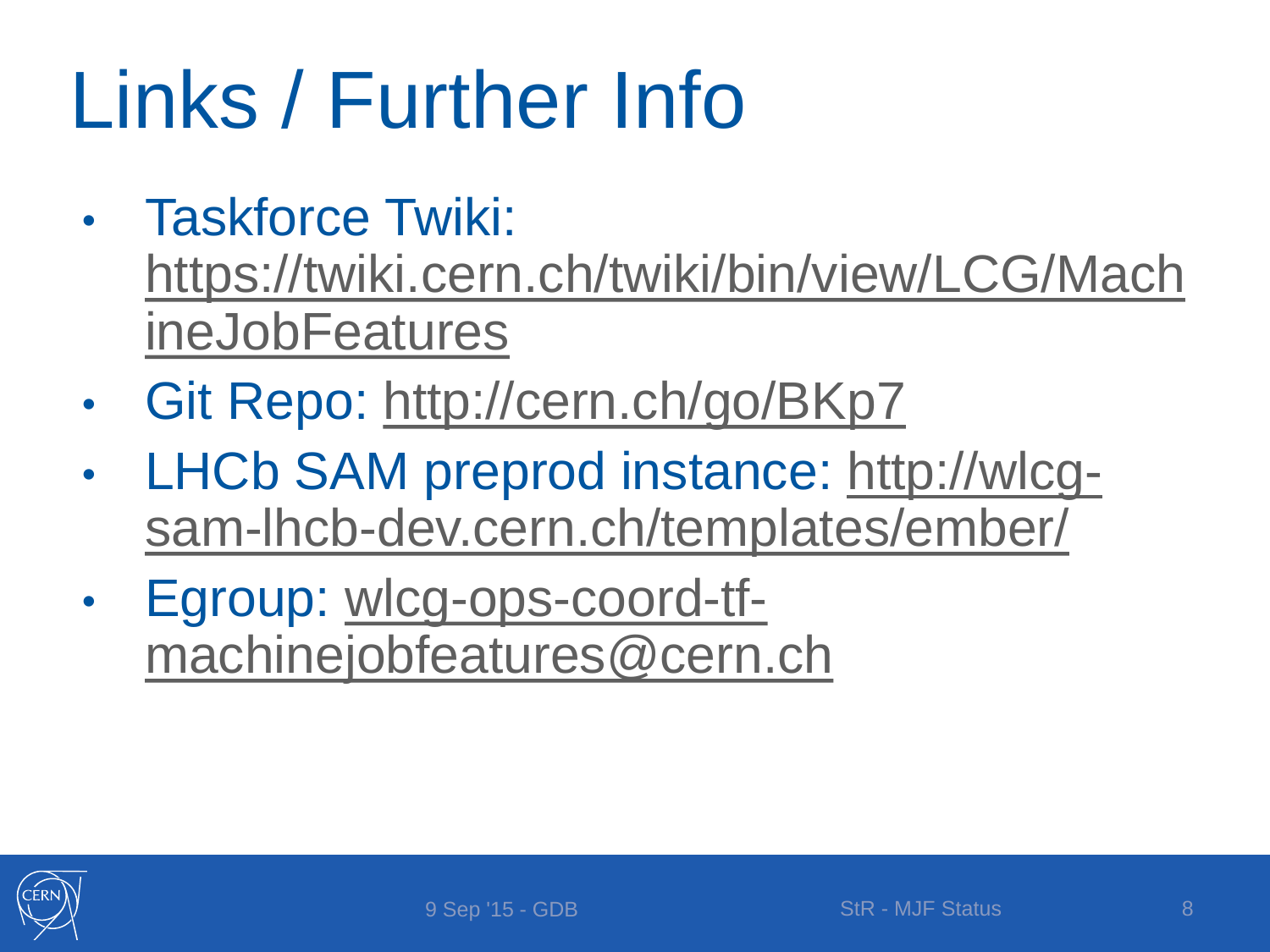# Links / Further Info

- Taskforce Twiki: https://twiki.cern.ch/twiki/bin/view/LCG/MachineJobFeatures
- Git Repo: http://cern.ch/go/BKp7
- LHCb SAM preprod instance: http://wlcg-sam-lhcb-dev.cern.ch/templates/ember/
- Egroup: wlcg-ops-coord-tf-machinejobfeatures@cern.ch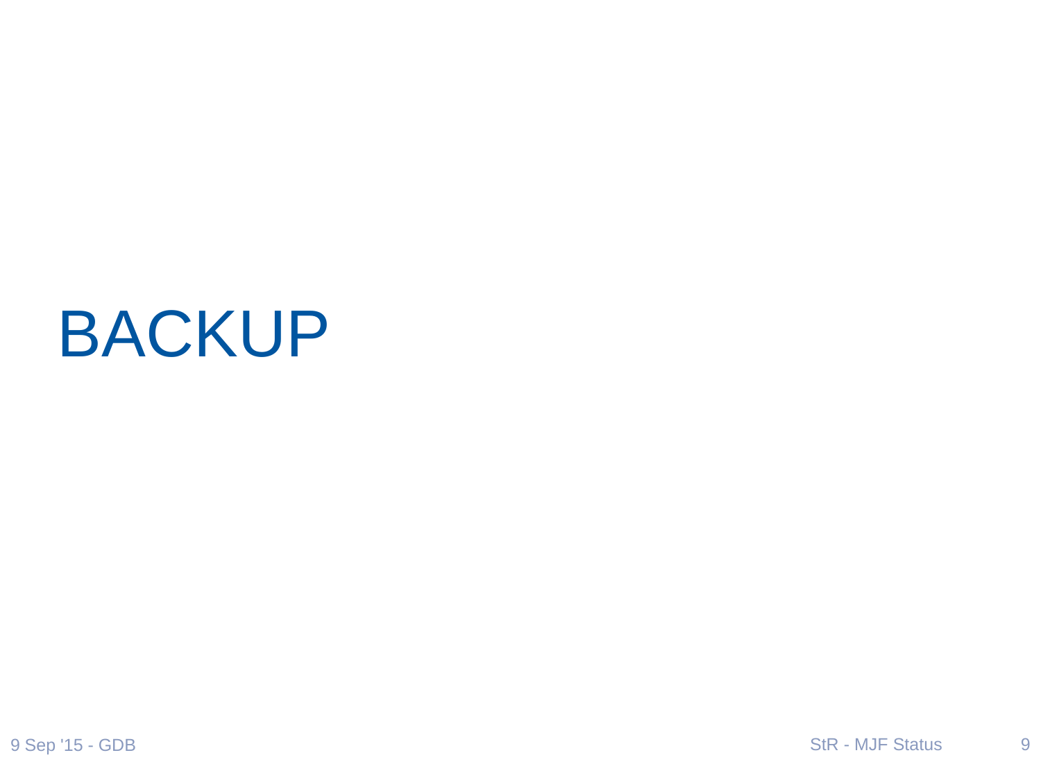# BACKUP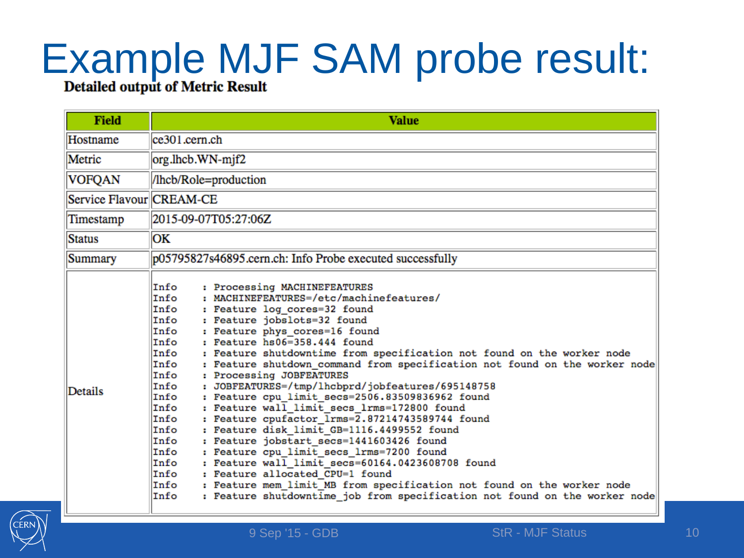# Example MJF SAM probe result:

**Detailed output of Metric Result**

| Field | Value |
|---|---|
| Hostname | ce301.cern.ch |
| Metric | org.lhcb.WN-mjf2 |
| VOFQAN | /lhcb/Role=production |
| Service Flavour | CREAM-CE |
| Timestamp | 2015-09-07T05:27:06Z |
| Status | OK |
| Summary | p05795827s46895.cern.ch: Info Probe executed successfully |
| Details | Info : Processing MACHINEFEATURES<br>Info : MACHINEFEATURES=/etc/machinefeatures/<br>Info : Feature log_cores=32 found<br>Info : Feature jobslots=32 found<br>Info : Feature phys_cores=16 found<br>Info : Feature hs06=358.444 found<br>Info : Feature shutdowntime from specification not found on the worker node<br>Info : Feature shutdown_command from specification not found on the worker node<br>Info : Processing JOBFEATURES<br>Info : JOBFEATURES=/tmp/lhcbprd/jobfeatures/695148758<br>Info : Feature cpu_limit_secs=2506.83509836962 found<br>Info : Feature wall_limit_secs_lrms=172800 found<br>Info : Feature cpufactor_lrms=2.87214743589744 found<br>Info : Feature disk_limit_GB=1116.4499552 found<br>Info : Feature jobstart_secs=1441603426 found<br>Info : Feature cpu_limit_secs_lrms=7200 found<br>Info : Feature wall_limit_secs=60164.0423608708 found<br>Info : Feature allocated_CPU=1 found<br>Info : Feature mem_limit_MB from specification not found on the worker node<br>Info : Feature shutdowntime_job from specification not found on the worker node |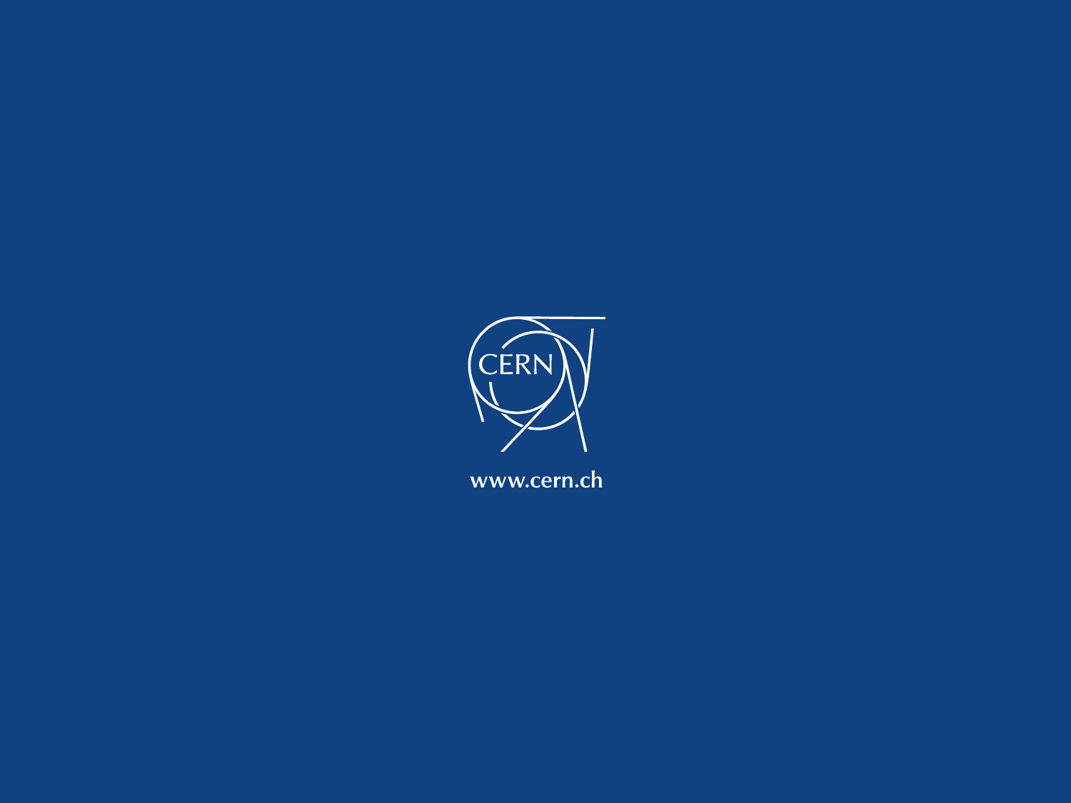CERN

www.cern.ch